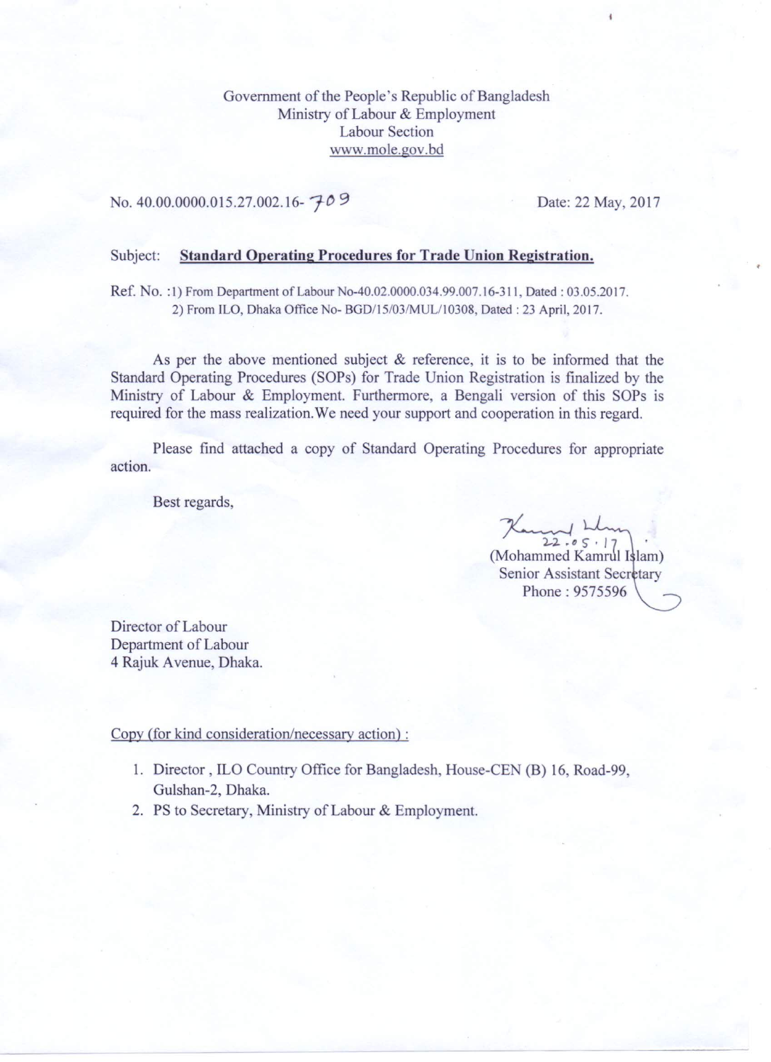Government of the People's Republic of Bangladesh
Ministry of Labour & Employment
Labour Section
www.mole.gov.bd

No. 40.00.0000.015.27.002.16- 709

Date: 22 May, 2017

Subject: **Standard Operating Procedures for Trade Union Registration.**

Ref. No. :1) From Department of Labour No-40.02.0000.034.99.007.16-311, Dated : 03.05.2017.
2) From ILO, Dhaka Office No- BGD/15/03/MUL/10308, Dated : 23 April, 2017.

As per the above mentioned subject & reference, it is to be informed that the Standard Operating Procedures (SOPs) for Trade Union Registration is finalized by the Ministry of Labour & Employment. Furthermore, a Bengali version of this SOPs is required for the mass realization.We need your support and cooperation in this regard.

Please find attached a copy of Standard Operating Procedures for appropriate action.

Best regards,

22.05.17

(Mohammed Kamrul Islam)
Senior Assistant Secretary
Phone : 9575596

Director of Labour
Department of Labour
4 Rajuk Avenue, Dhaka.

Copy (for kind consideration/necessary action) :

1. Director , ILO Country Office for Bangladesh, House-CEN (B) 16, Road-99, Gulshan-2, Dhaka.
2. PS to Secretary, Ministry of Labour & Employment.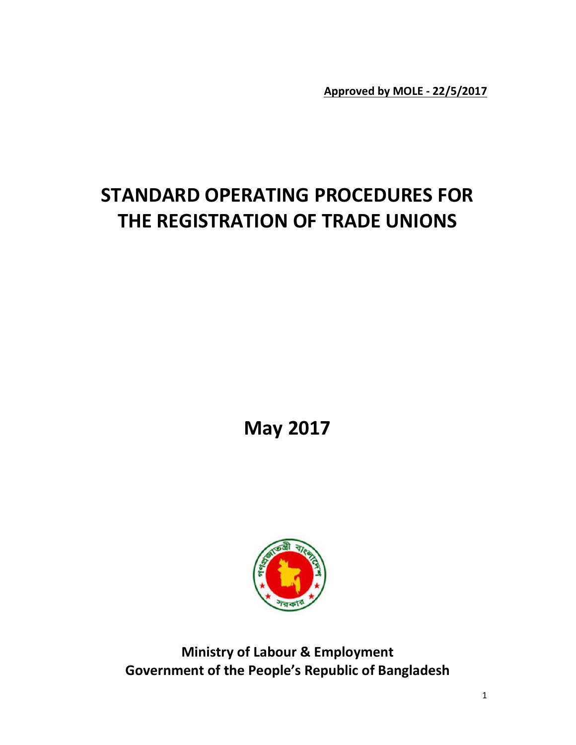**Approved by MOLE - 22/5/2017**

# STANDARD OPERATING PROCEDURES FOR THE REGISTRATION OF TRADE UNIONS

## May 2017

**Ministry of Labour & Employment**
**Government of the People's Republic of Bangladesh**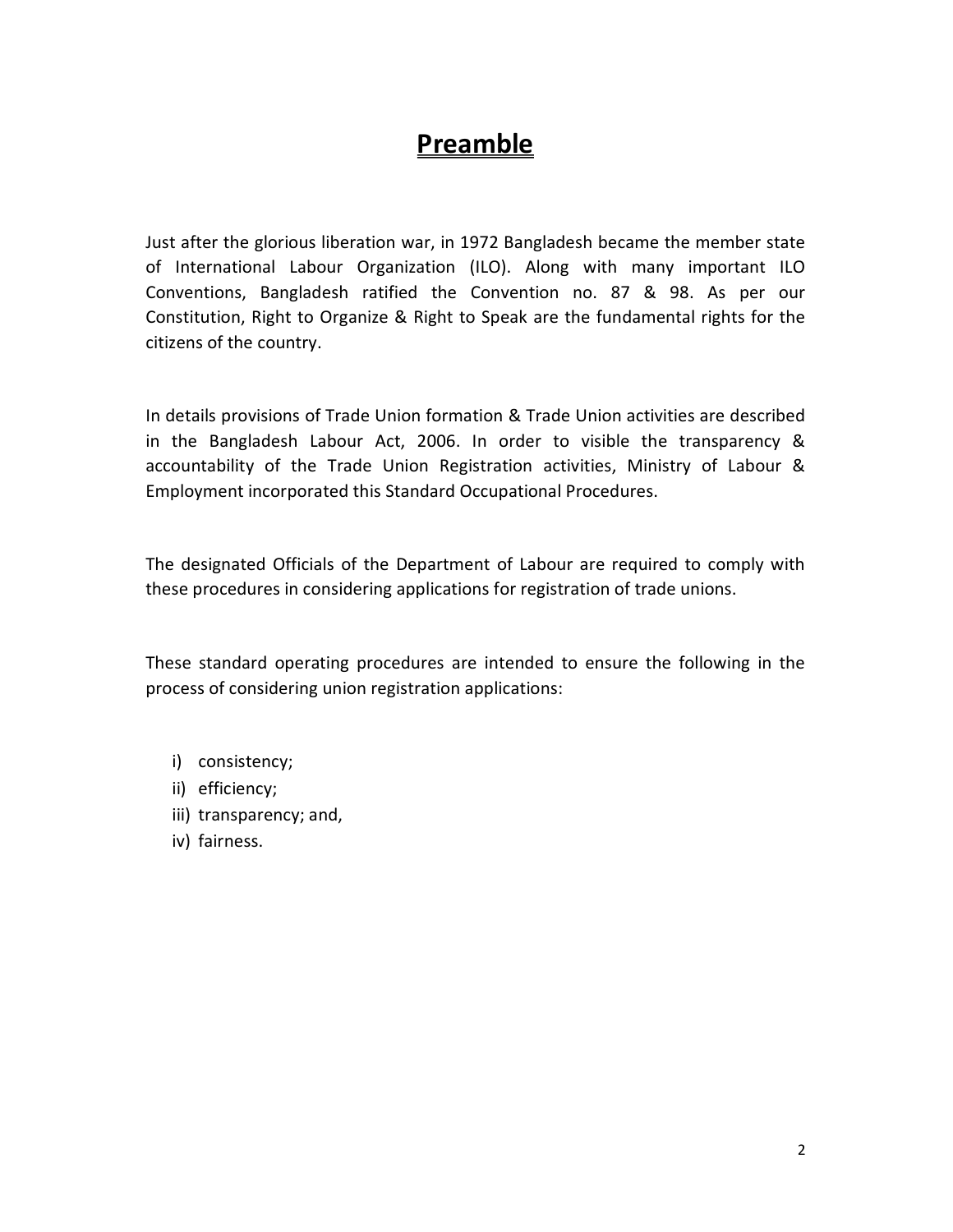# Preamble

Just after the glorious liberation war, in 1972 Bangladesh became the member state of International Labour Organization (ILO). Along with many important ILO Conventions, Bangladesh ratified the Convention no. 87 & 98. As per our Constitution, Right to Organize & Right to Speak are the fundamental rights for the citizens of the country.

In details provisions of Trade Union formation & Trade Union activities are described in the Bangladesh Labour Act, 2006. In order to visible the transparency & accountability of the Trade Union Registration activities, Ministry of Labour & Employment incorporated this Standard Occupational Procedures.

The designated Officials of the Department of Labour are required to comply with these procedures in considering applications for registration of trade unions.

These standard operating procedures are intended to ensure the following in the process of considering union registration applications:

i) consistency;
ii) efficiency;
iii) transparency; and,
iv) fairness.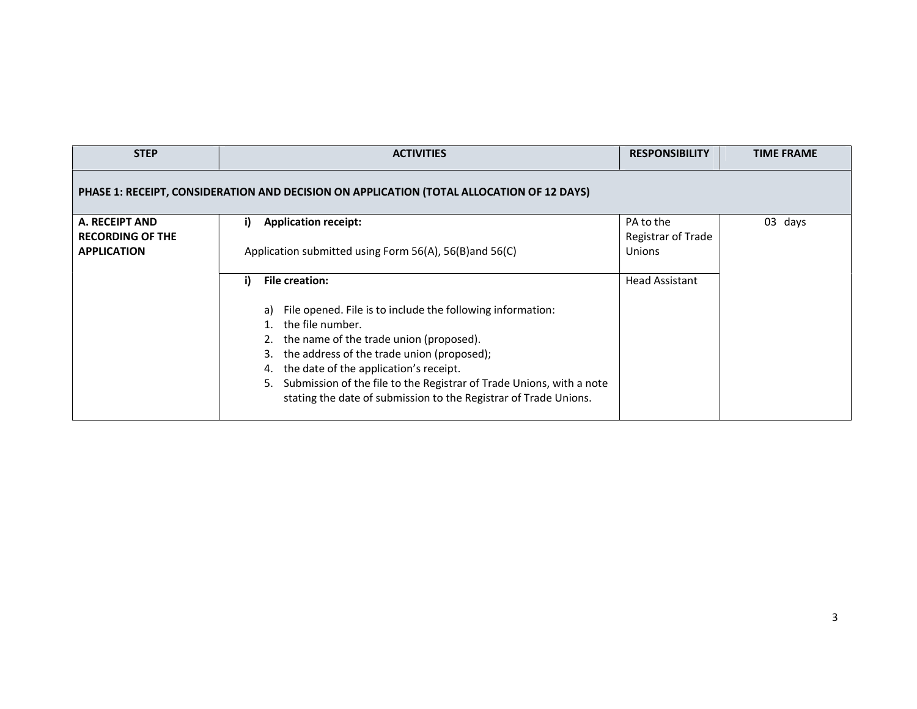| STEP | ACTIVITIES | RESPONSIBILITY | TIME FRAME |
|---|---|---|---|
| **PHASE 1: RECEIPT, CONSIDERATION AND DECISION ON APPLICATION (TOTAL ALLOCATION OF 12 DAYS)** | | | |
| **A. RECEIPT AND RECORDING OF THE APPLICATION** | **i) Application receipt:**<br><br>Application submitted using Form 56(A), 56(B)and 56(C) | PA to the Registrar of Trade Unions | 03 days |
| | **i) File creation:**<br><br>a) File opened. File is to include the following information:<br>1. the file number.<br>2. the name of the trade union (proposed).<br>3. the address of the trade union (proposed);<br>4. the date of the application's receipt.<br>5. Submission of the file to the Registrar of Trade Unions, with a note stating the date of submission to the Registrar of Trade Unions. | Head Assistant | |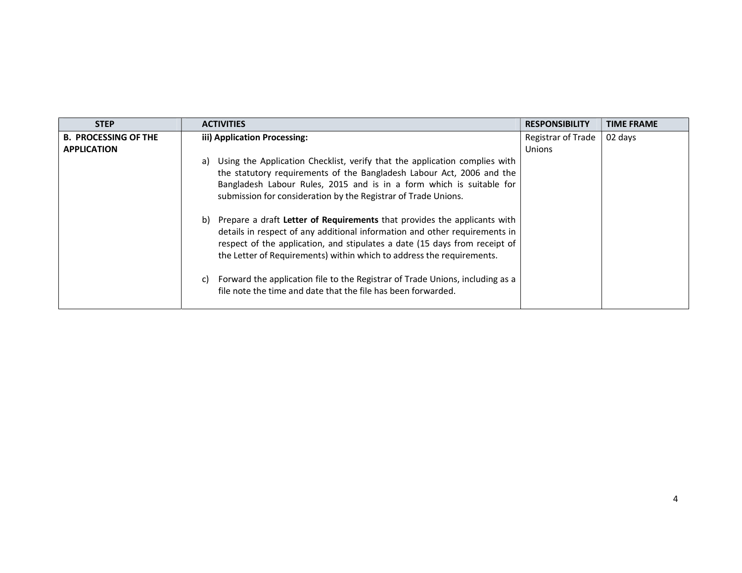| STEP | ACTIVITIES | RESPONSIBILITY | TIME FRAME |
| --- | --- | --- | --- |
| **B. PROCESSING OF THE APPLICATION** | **iii) Application Processing:**<br><br>a) Using the Application Checklist, verify that the application complies with the statutory requirements of the Bangladesh Labour Act, 2006 and the Bangladesh Labour Rules, 2015 and is in a form which is suitable for submission for consideration by the Registrar of Trade Unions.<br><br>b) Prepare a draft **Letter of Requirements** that provides the applicants with details in respect of any additional information and other requirements in respect of the application, and stipulates a date (15 days from receipt of the Letter of Requirements) within which to address the requirements.<br><br>c) Forward the application file to the Registrar of Trade Unions, including as a file note the time and date that the file has been forwarded. | Registrar of Trade Unions | 02 days |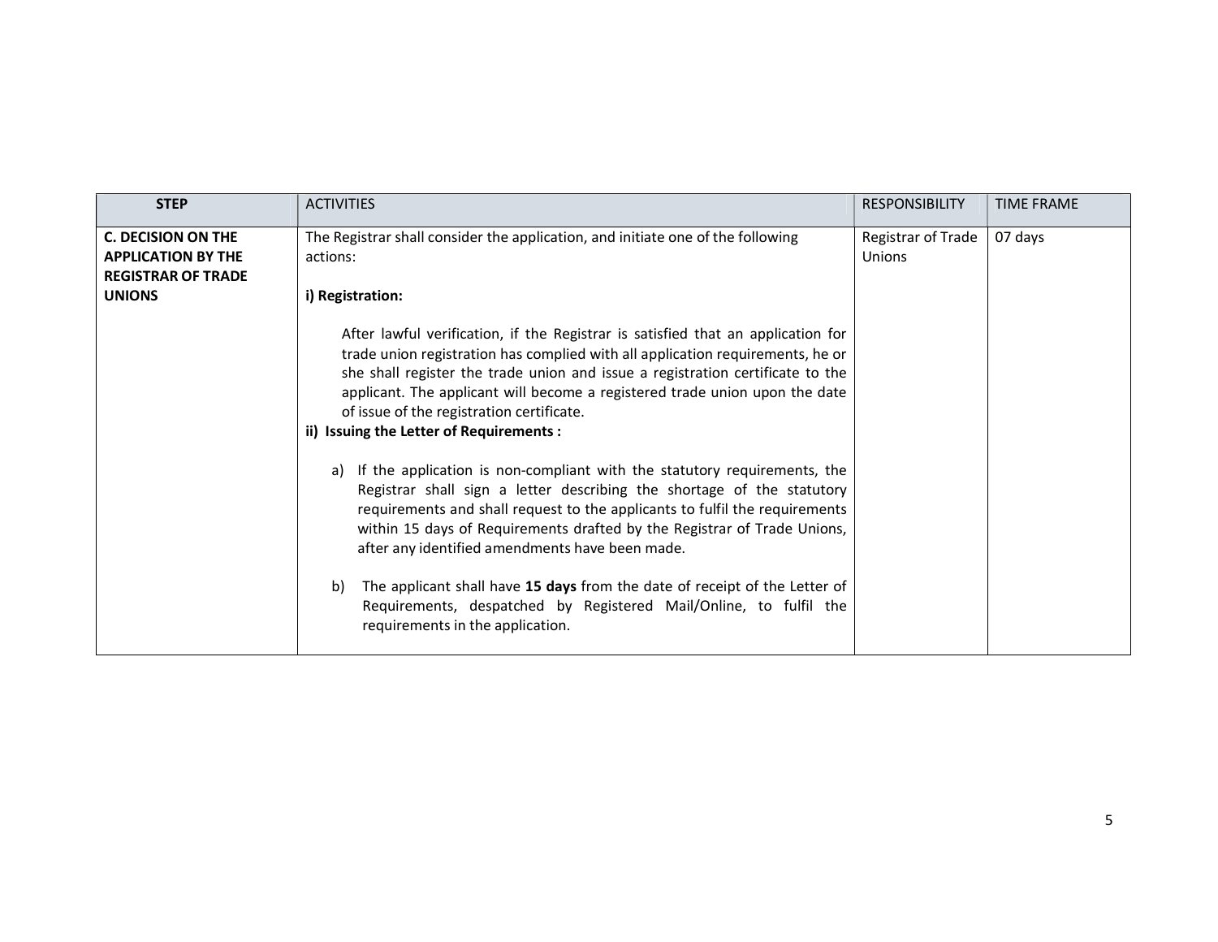| STEP | ACTIVITIES | RESPONSIBILITY | TIME FRAME |
|---|---|---|---|
| **C. DECISION ON THE APPLICATION BY THE REGISTRAR OF TRADE UNIONS** | The Registrar shall consider the application, and initiate one of the following actions:<br><br>**i) Registration:**<br><br>After lawful verification, if the Registrar is satisfied that an application for trade union registration has complied with all application requirements, he or she shall register the trade union and issue a registration certificate to the applicant. The applicant will become a registered trade union upon the date of issue of the registration certificate.<br>**ii) Issuing the Letter of Requirements :**<br><br>a) If the application is non-compliant with the statutory requirements, the Registrar shall sign a letter describing the shortage of the statutory requirements and shall request to the applicants to fulfil the requirements within 15 days of Requirements drafted by the Registrar of Trade Unions, after any identified amendments have been made.<br><br>b) The applicant shall have **15 days** from the date of receipt of the Letter of Requirements, despatched by Registered Mail/Online, to fulfil the requirements in the application. | Registrar of Trade Unions | 07 days |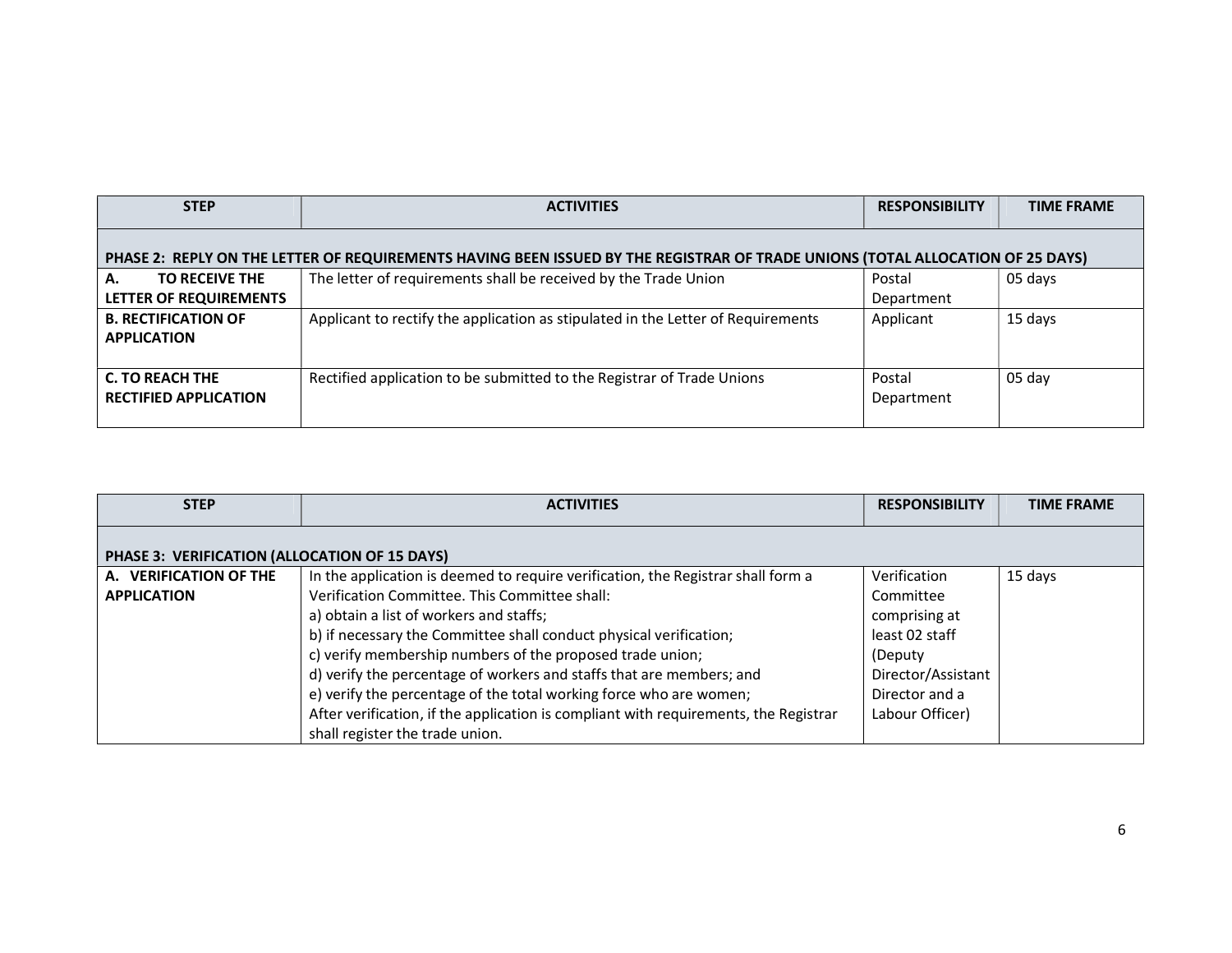| STEP | ACTIVITIES | RESPONSIBILITY | TIME FRAME |
|---|---|---|---|
| **PHASE 2: REPLY ON THE LETTER OF REQUIREMENTS HAVING BEEN ISSUED BY THE REGISTRAR OF TRADE UNIONS (TOTAL ALLOCATION OF 25 DAYS)** | | | |
| **A. TO RECEIVE THE LETTER OF REQUIREMENTS** | The letter of requirements shall be received by the Trade Union | Postal Department | 05 days |
| **B. RECTIFICATION OF APPLICATION** | Applicant to rectify the application as stipulated in the Letter of Requirements | Applicant | 15 days |
| **C. TO REACH THE RECTIFIED APPLICATION** | Rectified application to be submitted to the Registrar of Trade Unions | Postal Department | 05 day |

| STEP | ACTIVITIES | RESPONSIBILITY | TIME FRAME |
|---|---|---|---|
| **PHASE 3: VERIFICATION (ALLOCATION OF 15 DAYS)** | | | |
| **A. VERIFICATION OF THE APPLICATION** | In the application is deemed to require verification, the Registrar shall form a Verification Committee. This Committee shall:<br>a) obtain a list of workers and staffs;<br>b) if necessary the Committee shall conduct physical verification;<br>c) verify membership numbers of the proposed trade union;<br>d) verify the percentage of workers and staffs that are members; and<br>e) verify the percentage of the total working force who are women;<br>After verification, if the application is compliant with requirements, the Registrar shall register the trade union. | Verification Committee comprising at least 02 staff (Deputy Director/Assistant Director and a Labour Officer) | 15 days |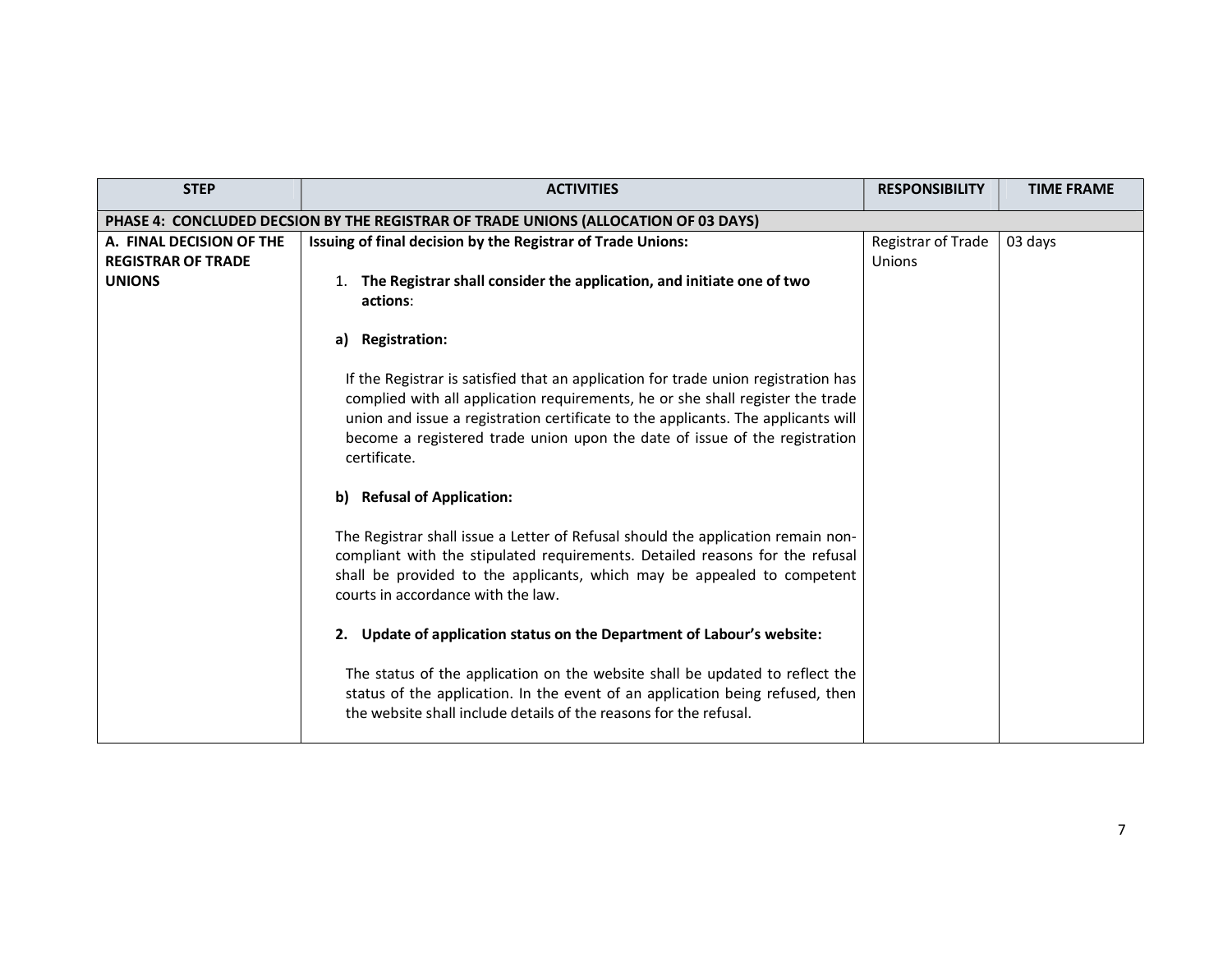| STEP | ACTIVITIES | RESPONSIBILITY | TIME FRAME |
|---|---|---|---|
| **PHASE 4: CONCLUDED DECSION BY THE REGISTRAR OF TRADE UNIONS (ALLOCATION OF 03 DAYS)** | | | |
| **A. FINAL DECISION OF THE REGISTRAR OF TRADE UNIONS** | **Issuing of final decision by the Registrar of Trade Unions:**<br><br>1. **The Registrar shall consider the application, and initiate one of two actions**:<br><br>**a) Registration:**<br><br>If the Registrar is satisfied that an application for trade union registration has complied with all application requirements, he or she shall register the trade union and issue a registration certificate to the applicants. The applicants will become a registered trade union upon the date of issue of the registration certificate.<br><br>**b) Refusal of Application:**<br><br>The Registrar shall issue a Letter of Refusal should the application remain non-compliant with the stipulated requirements. Detailed reasons for the refusal shall be provided to the applicants, which may be appealed to competent courts in accordance with the law.<br><br>2. **Update of application status on the Department of Labour's website:**<br><br>The status of the application on the website shall be updated to reflect the status of the application. In the event of an application being refused, then the website shall include details of the reasons for the refusal. | Registrar of Trade Unions | 03 days |